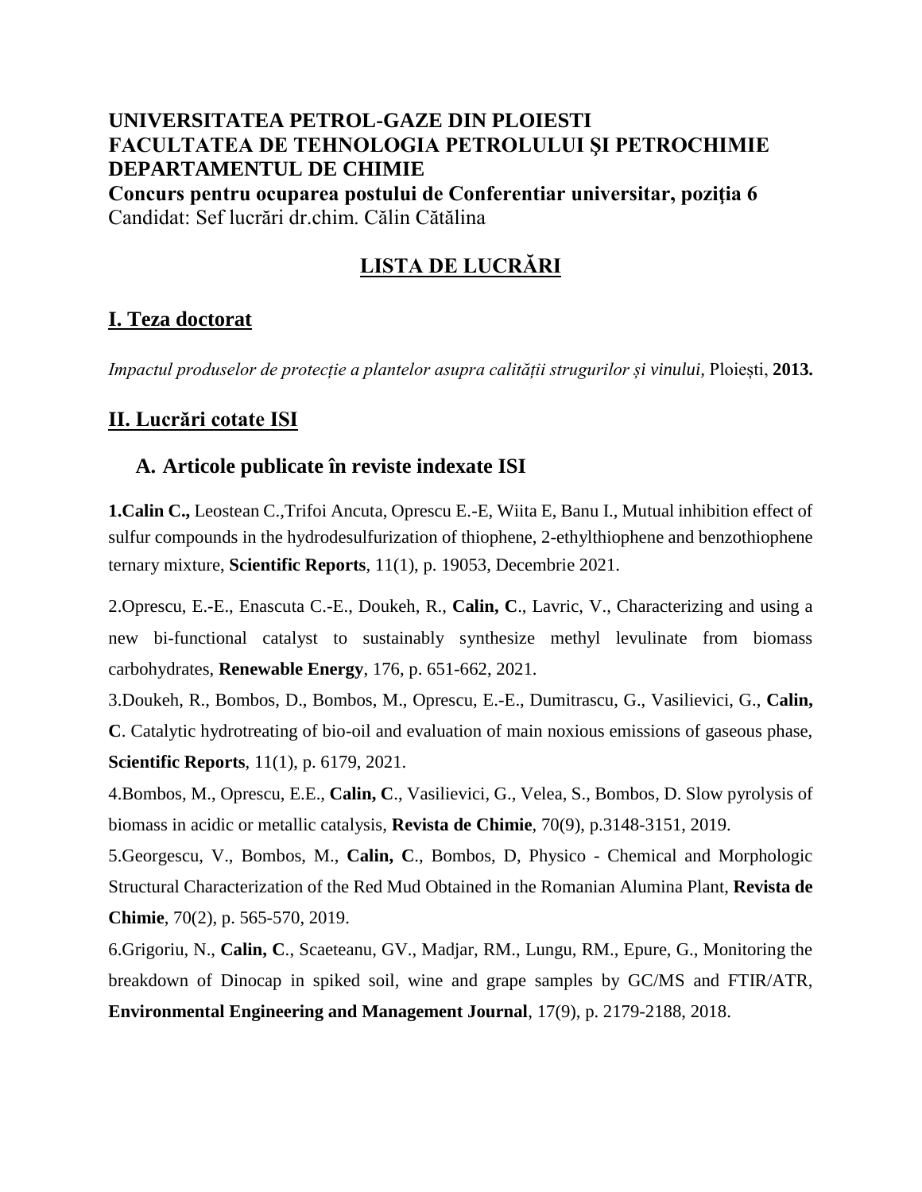**UNIVERSITATEA PETROL-GAZE DIN PLOIESTI**
**FACULTATEA DE TEHNOLOGIA PETROLULUI ŞI PETROCHIMIE**
**DEPARTAMENTUL DE CHIMIE**
**Concurs pentru ocuparea postului de Conferentiar universitar, poziţia 6**
Candidat: Sef lucrări dr.chim. Călin Cătălina

# LISTA DE LUCRĂRI

## I. Teza doctorat

*Impactul produselor de protecție a plantelor asupra calității strugurilor și vinului*, Ploiești, **2013.**

## II. Lucrări cotate ISI

### A. Articole publicate în reviste indexate ISI

**1.Calin C.,** Leostean C.,Trifoi Ancuta, Oprescu E.-E, Wiita E, Banu I., Mutual inhibition effect of sulfur compounds in the hydrodesulfurization of thiophene, 2-ethylthiophene and benzothiophene ternary mixture, **Scientific Reports**, 11(1), p. 19053, Decembrie 2021.

2.Oprescu, E.-E., Enascuta C.-E., Doukeh, R., **Calin, C**., Lavric, V., Characterizing and using a new bi-functional catalyst to sustainably synthesize methyl levulinate from biomass carbohydrates, **Renewable Energy**, 176, p. 651-662, 2021.

3.Doukeh, R., Bombos, D., Bombos, M., Oprescu, E.-E., Dumitrascu, G., Vasilievici, G., **Calin, C**. Catalytic hydrotreating of bio-oil and evaluation of main noxious emissions of gaseous phase, **Scientific Reports**, 11(1), p. 6179, 2021.

4.Bombos, M., Oprescu, E.E., **Calin, C**., Vasilievici, G., Velea, S., Bombos, D. Slow pyrolysis of biomass in acidic or metallic catalysis, **Revista de Chimie**, 70(9), p.3148-3151, 2019.

5.Georgescu, V., Bombos, M., **Calin, C**., Bombos, D, Physico - Chemical and Morphologic Structural Characterization of the Red Mud Obtained in the Romanian Alumina Plant, **Revista de Chimie**, 70(2), p. 565-570, 2019.

6.Grigoriu, N., **Calin, C**., Scaeteanu, GV., Madjar, RM., Lungu, RM., Epure, G., Monitoring the breakdown of Dinocap in spiked soil, wine and grape samples by GC/MS and FTIR/ATR, **Environmental Engineering and Management Journal**, 17(9), p. 2179-2188, 2018.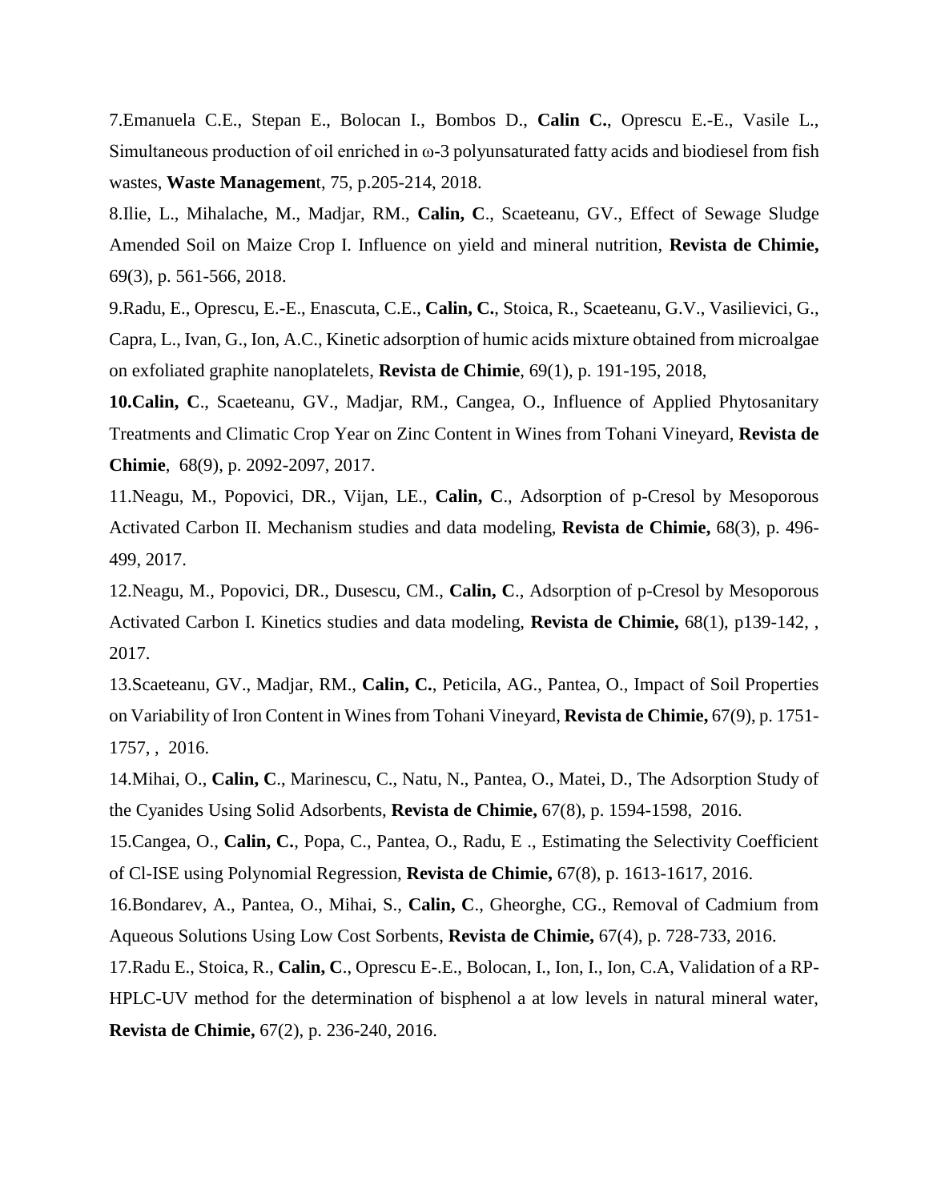7.Emanuela C.E., Stepan E., Bolocan I., Bombos D., **Calin C.**, Oprescu E.-E., Vasile L., Simultaneous production of oil enriched in ω-3 polyunsaturated fatty acids and biodiesel from fish wastes, **Waste Managemen**t, 75, p.205-214, 2018.

8.Ilie, L., Mihalache, M., Madjar, RM., **Calin, C**., Scaeteanu, GV., Effect of Sewage Sludge Amended Soil on Maize Crop I. Influence on yield and mineral nutrition, **Revista de Chimie,** 69(3), p. 561-566, 2018.

9.Radu, E., Oprescu, E.-E., Enascuta, C.E., **Calin, C.**, Stoica, R., Scaeteanu, G.V., Vasilievici, G., Capra, L., Ivan, G., Ion, A.C., Kinetic adsorption of humic acids mixture obtained from microalgae on exfoliated graphite nanoplatelets, **Revista de Chimie**, 69(1), p. 191-195, 2018,

**10.Calin, C**., Scaeteanu, GV., Madjar, RM., Cangea, O., Influence of Applied Phytosanitary Treatments and Climatic Crop Year on Zinc Content in Wines from Tohani Vineyard, **Revista de Chimie**, 68(9), p. 2092-2097, 2017.

11.Neagu, M., Popovici, DR., Vijan, LE., **Calin, C**., Adsorption of p-Cresol by Mesoporous Activated Carbon II. Mechanism studies and data modeling, **Revista de Chimie,** 68(3), p. 496-499, 2017.

12.Neagu, M., Popovici, DR., Dusescu, CM., **Calin, C**., Adsorption of p-Cresol by Mesoporous Activated Carbon I. Kinetics studies and data modeling, **Revista de Chimie,** 68(1), p139-142, , 2017.

13.Scaeteanu, GV., Madjar, RM., **Calin, C.**, Peticila, AG., Pantea, O., Impact of Soil Properties on Variability of Iron Content in Wines from Tohani Vineyard, **Revista de Chimie,** 67(9), p. 1751-1757, , 2016.

14.Mihai, O., **Calin, C**., Marinescu, C., Natu, N., Pantea, O., Matei, D., The Adsorption Study of the Cyanides Using Solid Adsorbents, **Revista de Chimie,** 67(8), p. 1594-1598, 2016.

15.Cangea, O., **Calin, C.**, Popa, C., Pantea, O., Radu, E ., Estimating the Selectivity Coefficient of Cl-ISE using Polynomial Regression, **Revista de Chimie,** 67(8), p. 1613-1617, 2016.

16.Bondarev, A., Pantea, O., Mihai, S., **Calin, C**., Gheorghe, CG., Removal of Cadmium from Aqueous Solutions Using Low Cost Sorbents, **Revista de Chimie,** 67(4), p. 728-733, 2016.

17.Radu E., Stoica, R., **Calin, C**., Oprescu E-.E., Bolocan, I., Ion, I., Ion, C.A, Validation of a RP-HPLC-UV method for the determination of bisphenol a at low levels in natural mineral water, **Revista de Chimie,** 67(2), p. 236-240, 2016.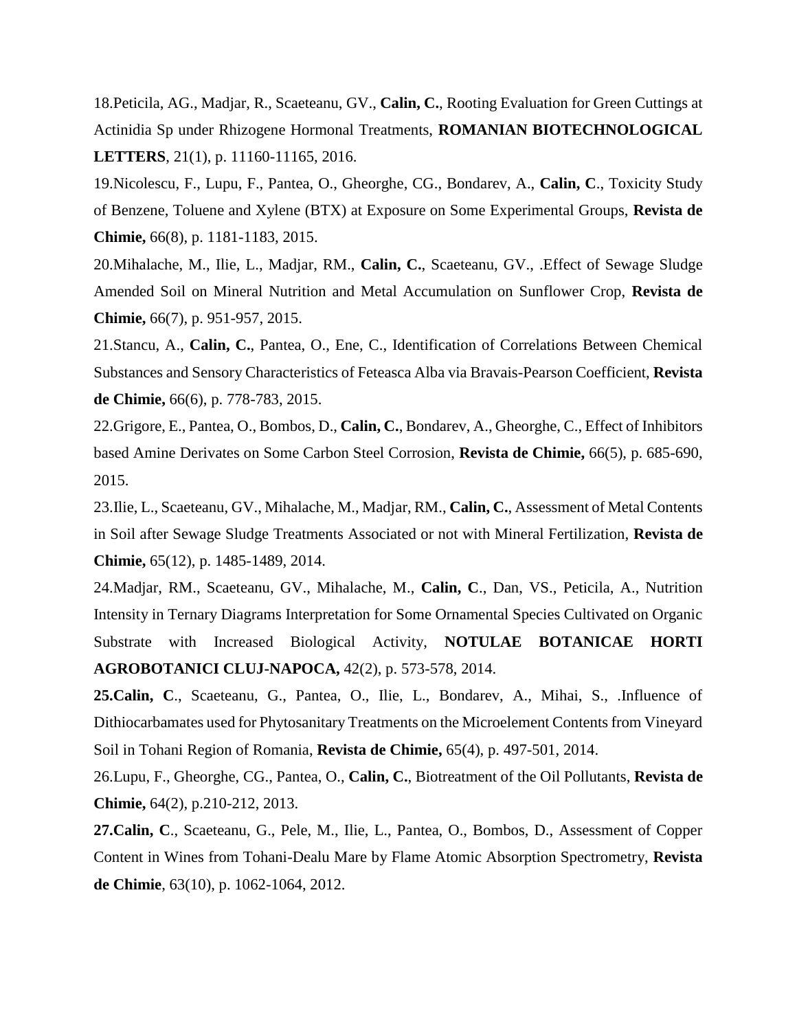18.Peticila, AG., Madjar, R., Scaeteanu, GV., **Calin, C.**, Rooting Evaluation for Green Cuttings at Actinidia Sp under Rhizogene Hormonal Treatments, **ROMANIAN BIOTECHNOLOGICAL LETTERS**, 21(1), p. 11160-11165, 2016.

19.Nicolescu, F., Lupu, F., Pantea, O., Gheorghe, CG., Bondarev, A., **Calin, C**., Toxicity Study of Benzene, Toluene and Xylene (BTX) at Exposure on Some Experimental Groups, **Revista de Chimie,** 66(8), p. 1181-1183, 2015.

20.Mihalache, M., Ilie, L., Madjar, RM., **Calin, C.**, Scaeteanu, GV., .Effect of Sewage Sludge Amended Soil on Mineral Nutrition and Metal Accumulation on Sunflower Crop, **Revista de Chimie,** 66(7), p. 951-957, 2015.

21.Stancu, A., **Calin, C.**, Pantea, O., Ene, C., Identification of Correlations Between Chemical Substances and Sensory Characteristics of Feteasca Alba via Bravais-Pearson Coefficient, **Revista de Chimie,** 66(6), p. 778-783, 2015.

22.Grigore, E., Pantea, O., Bombos, D., **Calin, C.**, Bondarev, A., Gheorghe, C., Effect of Inhibitors based Amine Derivates on Some Carbon Steel Corrosion, **Revista de Chimie,** 66(5), p. 685-690, 2015.

23.Ilie, L., Scaeteanu, GV., Mihalache, M., Madjar, RM., **Calin, C.**, Assessment of Metal Contents in Soil after Sewage Sludge Treatments Associated or not with Mineral Fertilization, **Revista de Chimie,** 65(12), p. 1485-1489, 2014.

24.Madjar, RM., Scaeteanu, GV., Mihalache, M., **Calin, C**., Dan, VS., Peticila, A., Nutrition Intensity in Ternary Diagrams Interpretation for Some Ornamental Species Cultivated on Organic Substrate with Increased Biological Activity, **NOTULAE BOTANICAE HORTI AGROBOTANICI CLUJ-NAPOCA,** 42(2), p. 573-578, 2014.

**25.Calin, C**., Scaeteanu, G., Pantea, O., Ilie, L., Bondarev, A., Mihai, S., .Influence of Dithiocarbamates used for Phytosanitary Treatments on the Microelement Contents from Vineyard Soil in Tohani Region of Romania, **Revista de Chimie,** 65(4), p. 497-501, 2014.

26.Lupu, F., Gheorghe, CG., Pantea, O., **Calin, C.**, Biotreatment of the Oil Pollutants, **Revista de Chimie,** 64(2), p.210-212, 2013.

**27.Calin, C**., Scaeteanu, G., Pele, M., Ilie, L., Pantea, O., Bombos, D., Assessment of Copper Content in Wines from Tohani-Dealu Mare by Flame Atomic Absorption Spectrometry, **Revista de Chimie**, 63(10), p. 1062-1064, 2012.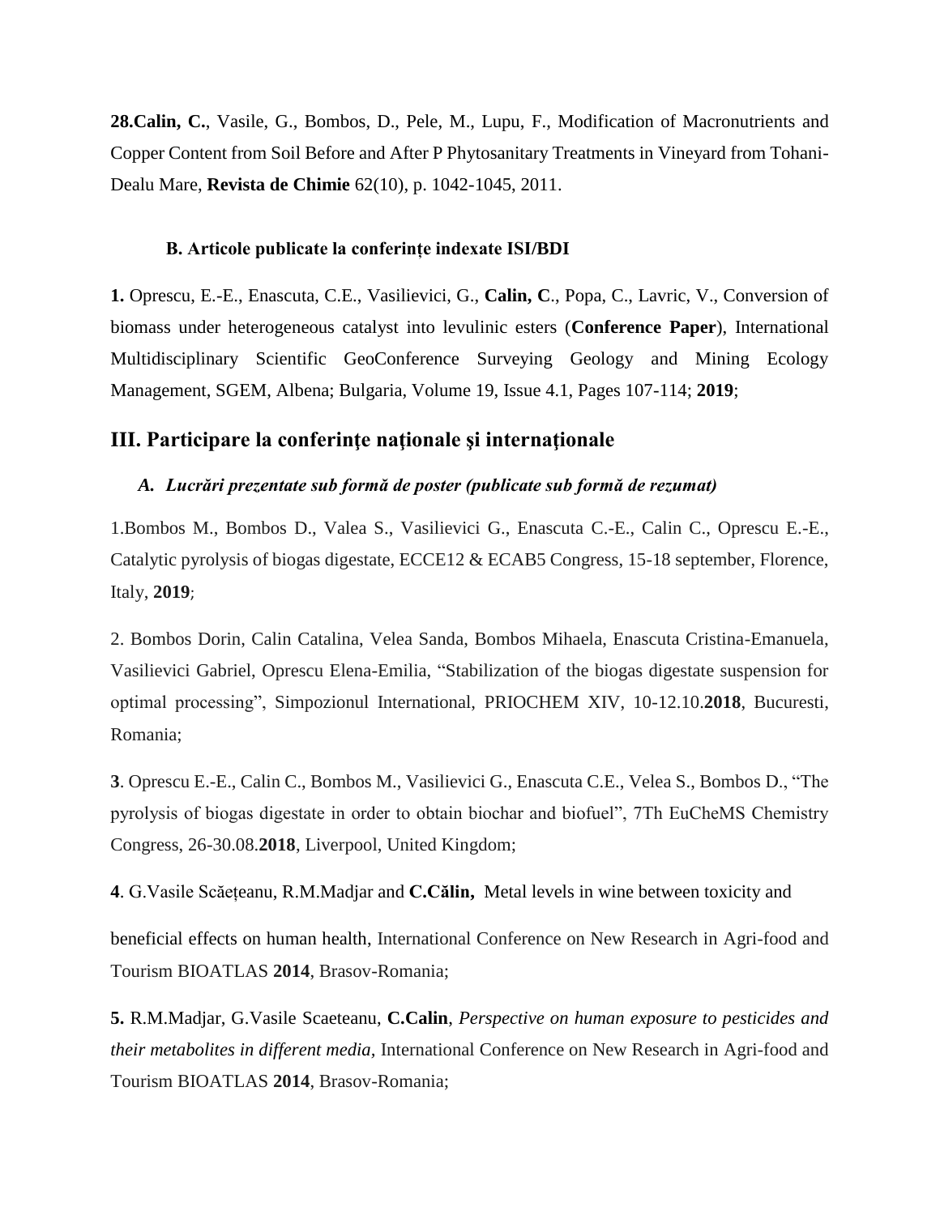**28.Calin, C.**, Vasile, G., Bombos, D., Pele, M., Lupu, F., Modification of Macronutrients and Copper Content from Soil Before and After P Phytosanitary Treatments in Vineyard from Tohani-Dealu Mare, **Revista de Chimie** 62(10), p. 1042-1045, 2011.

**B. Articole publicate la conferințe indexate ISI/BDI**

**1.** Oprescu, E.-E., Enascuta, C.E., Vasilievici, G., **Calin, C**., Popa, C., Lavric, V., Conversion of biomass under heterogeneous catalyst into levulinic esters (**Conference Paper**), International Multidisciplinary Scientific GeoConference Surveying Geology and Mining Ecology Management, SGEM, Albena; Bulgaria, Volume 19, Issue 4.1, Pages 107-114; **2019**;

## III. Participare la conferinţe naţionale şi internaţionale

### *A. Lucrări prezentate sub formă de poster (publicate sub formă de rezumat)*

1.Bombos M., Bombos D., Valea S., Vasilievici G., Enascuta C.-E., Calin C., Oprescu E.-E., Catalytic pyrolysis of biogas digestate, ECCE12 & ECAB5 Congress, 15-18 september, Florence, Italy, **2019**;

2. Bombos Dorin, Calin Catalina, Velea Sanda, Bombos Mihaela, Enascuta Cristina-Emanuela, Vasilievici Gabriel, Oprescu Elena-Emilia, "Stabilization of the biogas digestate suspension for optimal processing", Simpozionul International, PRIOCHEM XIV, 10-12.10.**2018**, Bucuresti, Romania;

**3**. Oprescu E.-E., Calin C., Bombos M., Vasilievici G., Enascuta C.E., Velea S., Bombos D., "The pyrolysis of biogas digestate in order to obtain biochar and biofuel", 7Th EuCheMS Chemistry Congress, 26-30.08.**2018**, Liverpool, United Kingdom;

**4**. G.Vasile Scăețeanu, R.M.Madjar and **C.Călin,** Metal levels in wine between toxicity and beneficial effects on human health, International Conference on New Research in Agri-food and Tourism BIOATLAS **2014**, Brasov-Romania;

**5.** R.M.Madjar, G.Vasile Scaeteanu, **C.Calin**, *Perspective on human exposure to pesticides and their metabolites in different media*, International Conference on New Research in Agri-food and Tourism BIOATLAS **2014**, Brasov-Romania;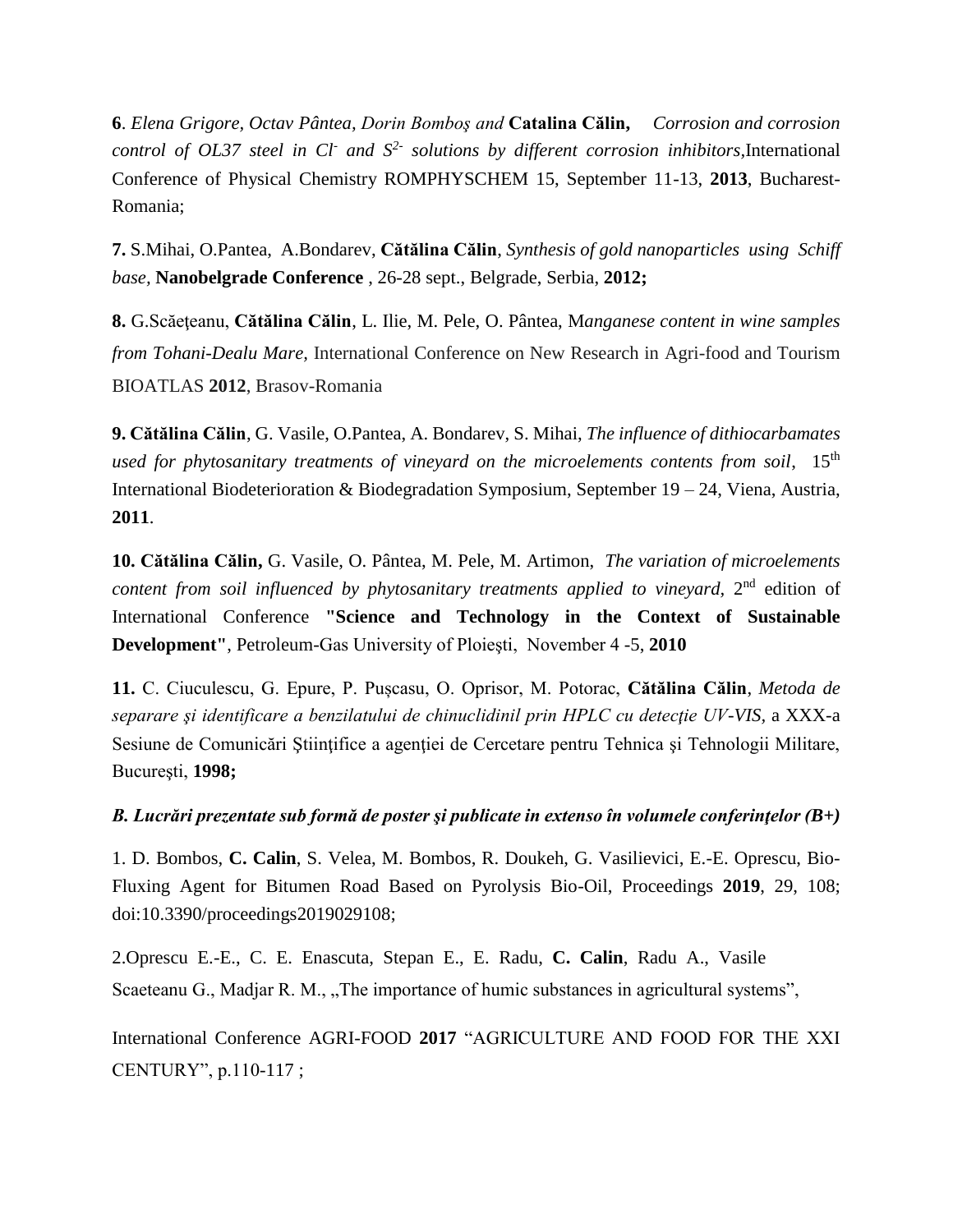**6**. *Elena Grigore, Octav Pântea, Dorin Bomboş and* **Catalina Călin,** *Corrosion and corrosion control of OL37 steel in $Cl^-$ and $S^{2-}$ solutions by different corrosion inhibitors*,International Conference of Physical Chemistry ROMPHYSCHEM 15, September 11-13, **2013**, Bucharest-Romania;

**7.** S.Mihai, O.Pantea, A.Bondarev, **Cătălina Călin**, *Synthesis of gold nanoparticles using Schiff base*, **Nanobelgrade Conference** , 26-28 sept., Belgrade, Serbia, **2012;**

**8.** G.Scăeţeanu, **Cătălina Călin**, L. Ilie, M. Pele, O. Pântea, M*anganese content in wine samples from Tohani-Dealu Mare,* International Conference on New Research in Agri-food and Tourism BIOATLAS **2012**, Brasov-Romania

**9. Cătălina Călin**, G. Vasile, O.Pantea, A. Bondarev, S. Mihai, *The influence of dithiocarbamates used for phytosanitary treatments of vineyard on the microelements contents from soil*, 15th International Biodeterioration & Biodegradation Symposium, September 19 – 24, Viena, Austria, **2011**.

**10. Cătălina Călin,** G. Vasile, O. Pântea, M. Pele, M. Artimon, *The variation of microelements content from soil influenced by phytosanitary treatments applied to vineyard,* 2nd edition of International Conference **"Science and Technology in the Context of Sustainable Development"**, Petroleum-Gas University of Ploieşti, November 4 -5, **2010**

**11.** C. Ciuculescu, G. Epure, P. Pușcasu, O. Oprisor, M. Potorac, **Cătălina Călin**, *Metoda de separare şi identificare a benzilatului de chinuclidinil prin HPLC cu detecţie UV-VIS*, a XXX-a Sesiune de Comunicări Ştiinţifice a agenţiei de Cercetare pentru Tehnica şi Tehnologii Militare, Bucureşti, **1998;**

***B. Lucrări prezentate sub formă de poster şi publicate in extenso în volumele conferinţelor (B+)***

1. D. Bombos, **C. Calin**, S. Velea, M. Bombos, R. Doukeh, G. Vasilievici, E.-E. Oprescu, Bio-Fluxing Agent for Bitumen Road Based on Pyrolysis Bio-Oil, Proceedings **2019**, 29, 108; doi:10.3390/proceedings2019029108;

2.Oprescu E.-E., C. E. Enascuta, Stepan E., E. Radu, **C. Calin**, Radu A., Vasile Scaeteanu G., Madjar R. M., „The importance of humic substances in agricultural systems",

International Conference AGRI-FOOD **2017** "AGRICULTURE AND FOOD FOR THE XXI CENTURY", p.110-117 ;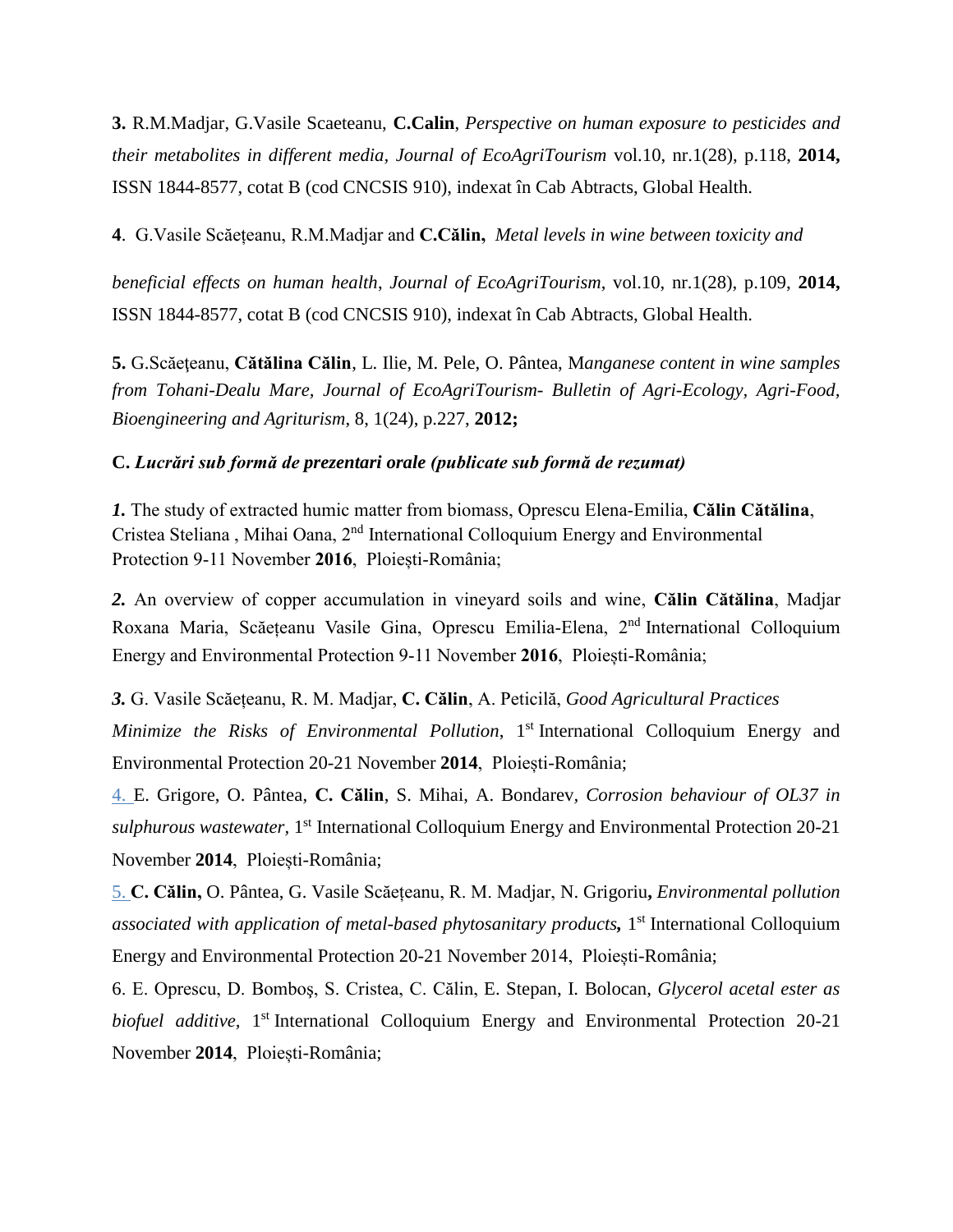**3.** R.M.Madjar, G.Vasile Scaeteanu, **C.Calin**, *Perspective on human exposure to pesticides and their metabolites in different media, Journal of EcoAgriTourism* vol.10, nr.1(28), p.118, **2014,** ISSN 1844-8577, cotat B (cod CNCSIS 910), indexat în Cab Abtracts, Global Health.

**4**. G.Vasile Scăețeanu, R.M.Madjar and **C.Călin,** *Metal levels in wine between toxicity and beneficial effects on human health*, *Journal of EcoAgriTourism*, vol.10, nr.1(28), p.109, **2014,** ISSN 1844-8577, cotat B (cod CNCSIS 910), indexat în Cab Abtracts, Global Health.

**5.** G.Scăeţeanu, **Cătălina Călin**, L. Ilie, M. Pele, O. Pântea, M*anganese content in wine samples from Tohani-Dealu Mare, Journal of EcoAgriTourism- Bulletin of Agri-Ecology, Agri-Food, Bioengineering and Agriturism*, 8, 1(24), p.227, **2012;**

**C.** ***Lucrări sub formă de prezentari orale (publicate sub formă de rezumat)***

***1.*** The study of extracted humic matter from biomass, Oprescu Elena-Emilia, **Călin Cătălina**, Cristea Steliana , Mihai Oana, 2nd International Colloquium Energy and Environmental Protection 9-11 November **2016**, Ploiești-România;

***2.*** An overview of copper accumulation in vineyard soils and wine, **Călin Cătălina**, Madjar Roxana Maria, Scăețeanu Vasile Gina, Oprescu Emilia-Elena, 2nd International Colloquium Energy and Environmental Protection 9-11 November **2016**, Ploiești-România;

***3.*** G. Vasile Scăețeanu, R. M. Madjar, **C. Călin**, A. Peticilă, *Good Agricultural Practices Minimize the Risks of Environmental Pollution*, 1st International Colloquium Energy and Environmental Protection 20-21 November **2014**, Ploiești-România;

4. E. Grigore, O. Pântea, **C. Călin**, S. Mihai, A. Bondarev, *Corrosion behaviour of OL37 in sulphurous wastewater,* 1st International Colloquium Energy and Environmental Protection 20-21 November **2014**, Ploiești-România;

5. **C. Călin,** O. Pântea, G. Vasile Scăețeanu, R. M. Madjar, N. Grigoriu**,** ***Environmental pollution associated with application of metal-based phytosanitary products,*** 1st International Colloquium Energy and Environmental Protection 20-21 November 2014, Ploiești-România;

6. E. Oprescu, D. Bomboș, S. Cristea, C. Călin, E. Stepan, I. Bolocan, *Glycerol acetal ester as biofuel additive,* 1st International Colloquium Energy and Environmental Protection 20-21 November **2014**, Ploiești-România;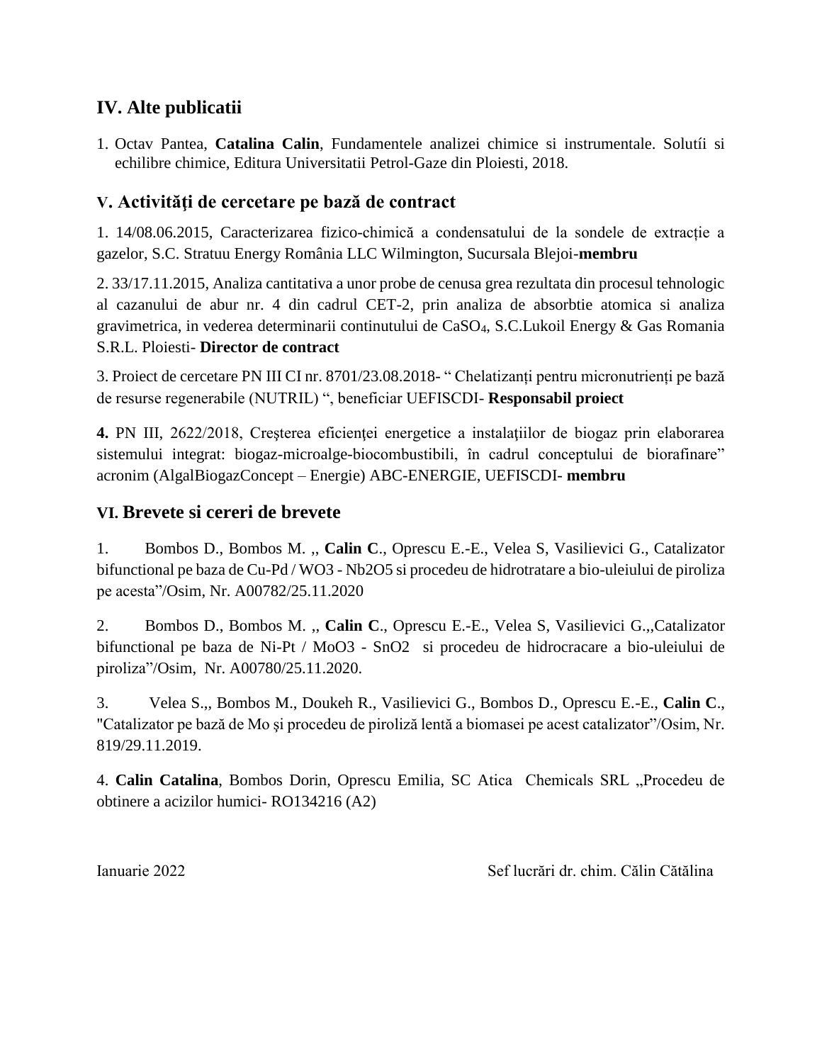## IV. Alte publicatii

1. Octav Pantea, **Catalina Calin**, Fundamentele analizei chimice si instrumentale. Solutíi si echilibre chimice, Editura Universitatii Petrol-Gaze din Ploiesti, 2018.

## V. Activităţi de cercetare pe bază de contract

1. 14/08.06.2015, Caracterizarea fizico-chimică a condensatului de la sondele de extracție a gazelor, S.C. Stratuu Energy România LLC Wilmington, Sucursala Blejoi-**membru**

2. 33/17.11.2015, Analiza cantitativa a unor probe de cenusa grea rezultata din procesul tehnologic al cazanului de abur nr. 4 din cadrul CET-2, prin analiza de absorbtie atomica si analiza gravimetrica, in vederea determinarii continutului de $CaSO_4$, S.C.Lukoil Energy & Gas Romania S.R.L. Ploiesti- **Director de contract**

3. Proiect de cercetare PN III CI nr. 8701/23.08.2018- " Chelatizanți pentru micronutrienți pe bază de resurse regenerabile (NUTRIL) ", beneficiar UEFISCDI- **Responsabil proiect**

**4.** PN III, 2622/2018, Creşterea eficienţei energetice a instalaţiilor de biogaz prin elaborarea sistemului integrat: biogaz-microalge-biocombustibili, în cadrul conceptului de biorafinare" acronim (AlgalBiogazConcept – Energie) ABC-ENERGIE, UEFISCDI- **membru**

## VI. Brevete si cereri de brevete

1. Bombos D., Bombos M. ,, **Calin C**., Oprescu E.-E., Velea S, Vasilievici G., Catalizator bifunctional pe baza de Cu-Pd / $WO_3$ - $Nb_2O_5$ si procedeu de hidrotratare a bio-uleiului de piroliza pe acesta"/Osim, Nr. A00782/25.11.2020

2. Bombos D., Bombos M. ,, **Calin C**., Oprescu E.-E., Velea S, Vasilievici G.,,Catalizator bifunctional pe baza de Ni-Pt / $MoO_3$ - $SnO_2$ si procedeu de hidrocracare a bio-uleiului de piroliza"/Osim, Nr. A00780/25.11.2020.

3. Velea S.,, Bombos M., Doukeh R., Vasilievici G., Bombos D., Oprescu E.-E., **Calin C**., "Catalizator pe bază de Mo şi procedeu de piroliză lentă a biomasei pe acest catalizator"/Osim, Nr. 819/29.11.2019.

4. **Calin Catalina**, Bombos Dorin, Oprescu Emilia, SC Atica Chemicals SRL „Procedeu de obtinere a acizilor humici- RO134216 (A2)

Ianuarie 2022

Sef lucrări dr. chim. Călin Cătălina